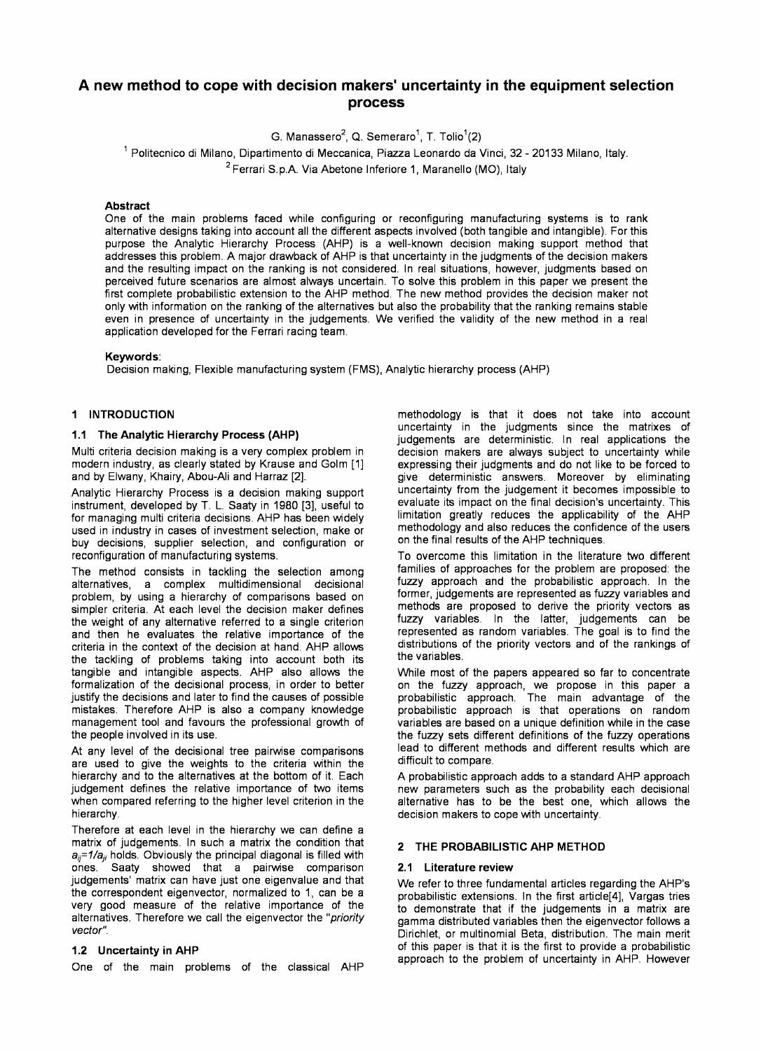# A new method to cope with decision makers' uncertainty in the equipment selection process

G. Manassero[2], Q. Semeraro[1], T. Tolio[1](2)

[1] Politecnico di Milano, Dipartimento di Meccanica, Piazza Leonardo da Vinci, 32 - 20133 Milano, Italy.

[2] Ferrari S.p.A. Via Abetone Inferiore 1, Maranello (MO), Italy

### Abstract

One of the main problems faced while configuring or reconfiguring manufacturing systems is to rank alternative designs taking into account all the different aspects involved (both tangible and intangible). For this purpose the Analytic Hierarchy Process (AHP) is a well-known decision making support method that addresses this problem. A major drawback of AHP is that uncertainty in the judgments of the decision makers and the resulting impact on the ranking is not considered. In real situations, however, judgments based on perceived future scenarios are almost always uncertain. To solve this problem in this paper we present the first complete probabilistic extension to the AHP method. The new method provides the decision maker not only with information on the ranking of the alternatives but also the probability that the ranking remains stable even in presence of uncertainty in the judgements. We verified the validity of the new method in a real application developed for the Ferrari racing team.

### Keywords:

Decision making, Flexible manufacturing system (FMS), Analytic hierarchy process (AHP)

## 1 INTRODUCTION

### 1.1 The Analytic Hierarchy Process (AHP)

Multi criteria decision making is a very complex problem in modern industry, as clearly stated by Krause and Golm [1] and by Elwany, Khairy, Abou-Ali and Harraz [2].

Analytic Hierarchy Process is a decision making support instrument, developed by T. L. Saaty in 1980 [3], useful to for managing multi criteria decisions. AHP has been widely used in industry in cases of investment selection, make or buy decisions, supplier selection, and configuration or reconfiguration of manufacturing systems.

The method consists in tackling the selection among alternatives, a complex multidimensional decisional problem, by using a hierarchy of comparisons based on simpler criteria. At each level the decision maker defines the weight of any alternative referred to a single criterion and then he evaluates the relative importance of the criteria in the context of the decision at hand. AHP allows the tackling of problems taking into account both its tangible and intangible aspects. AHP also allows the formalization of the decisional process, in order to better justify the decisions and later to find the causes of possible mistakes. Therefore AHP is also a company knowledge management tool and favours the professional growth of the people involved in its use.

At any level of the decisional tree pairwise comparisons are used to give the weights to the criteria within the hierarchy and to the alternatives at the bottom of it. Each judgement defines the relative importance of two items when compared referring to the higher level criterion in the hierarchy.

Therefore at each level in the hierarchy we can define a matrix of judgements. In such a matrix the condition that $a_{ij}=1/a_{ji}$ holds. Obviously the principal diagonal is filled with ones. Saaty showed that a pairwise comparison judgements' matrix can have just one eigenvalue and that the correspondent eigenvector, normalized to 1, can be a very good measure of the relative importance of the alternatives. Therefore we call the eigenvector the "*priority vector*".

### 1.2 Uncertainty in AHP

One of the main problems of the classical AHP methodology is that it does not take into account uncertainty in the judgments since the matrixes of judgements are deterministic. In real applications the decision makers are always subject to uncertainty while expressing their judgments and do not like to be forced to give deterministic answers. Moreover by eliminating uncertainty from the judgement it becomes impossible to evaluate its impact on the final decision's uncertainty. This limitation greatly reduces the applicability of the AHP methodology and also reduces the confidence of the users on the final results of the AHP techniques.

To overcome this limitation in the literature two different families of approaches for the problem are proposed: the fuzzy approach and the probabilistic approach. In the former, judgements are represented as fuzzy variables and methods are proposed to derive the priority vectors as fuzzy variables. In the latter, judgements can be represented as random variables. The goal is to find the distributions of the priority vectors and of the rankings of the variables.

While most of the papers appeared so far to concentrate on the fuzzy approach, we propose in this paper a probabilistic approach. The main advantage of the probabilistic approach is that operations on random variables are based on a unique definition while in the case the fuzzy sets different definitions of the fuzzy operations lead to different methods and different results which are difficult to compare.

A probabilistic approach adds to a standard AHP approach new parameters such as the probability each decisional alternative has to be the best one, which allows the decision makers to cope with uncertainty.

## 2 THE PROBABILISTIC AHP METHOD

### 2.1 Literature review

We refer to three fundamental articles regarding the AHP's probabilistic extensions. In the first article[4], Vargas tries to demonstrate that if the judgements in a matrix are gamma distributed variables then the eigenvector follows a Dirichlet, or multinomial Beta, distribution. The main merit of this paper is that it is the first to provide a probabilistic approach to the problem of uncertainty in AHP. However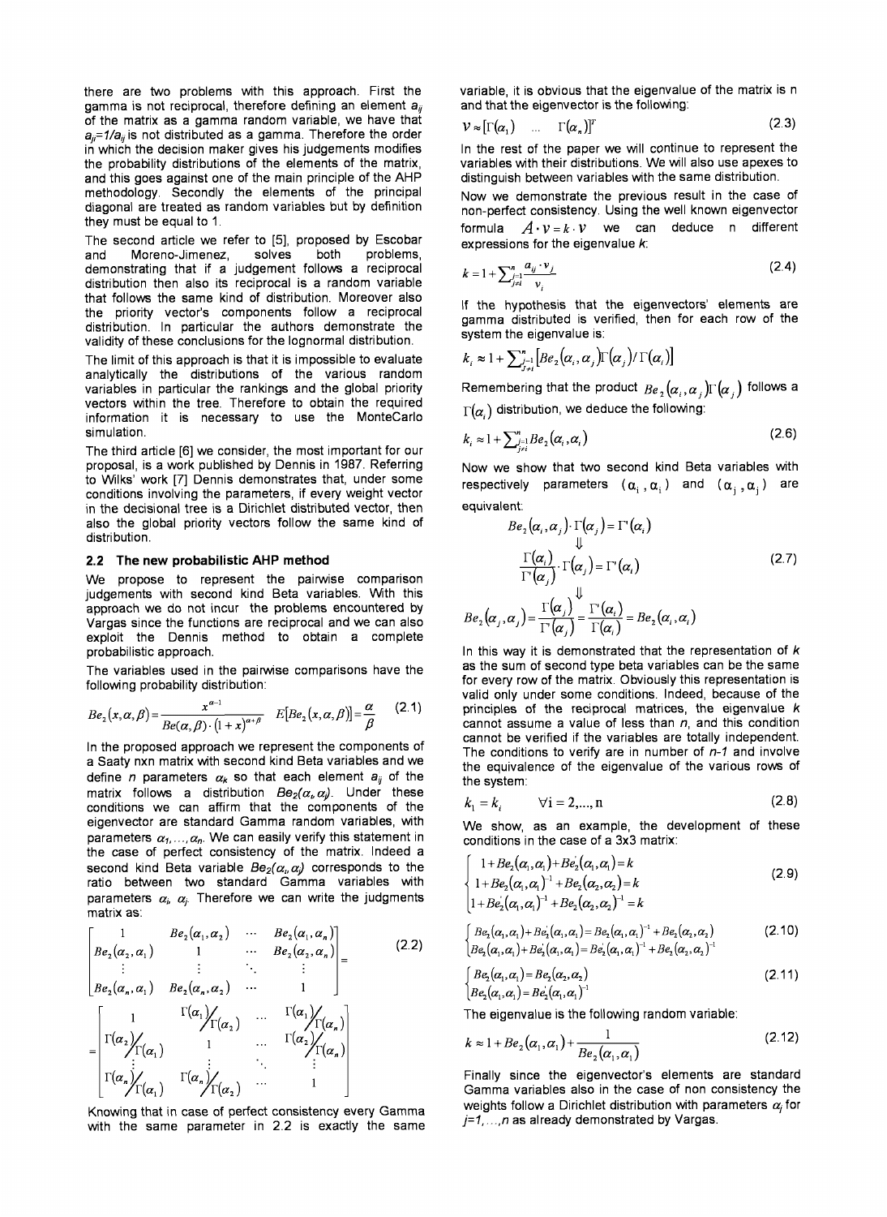there are two problems with this approach. First the gamma is not reciprocal, therefore defining an element $a_{ij}$ of the matrix as a gamma random variable, we have that $a_{ji}=1/a_{ij}$ is not distributed as a gamma. Therefore the order in which the decision maker gives his judgements modifies the probability distributions of the elements of the matrix, and this goes against one of the main principle of the AHP methodology. Secondly the elements of the principal diagonal are treated as random variables but by definition they must be equal to 1.

The second article we refer to [5], proposed by Escobar and Moreno-Jimenez, solves both problems, demonstrating that if a judgement follows a reciprocal distribution then also its reciprocal is a random variable that follows the same kind of distribution. Moreover also the priority vector's components follow a reciprocal distribution. In particular the authors demonstrate the validity of these conclusions for the lognormal distribution.

The limit of this approach is that it is impossible to evaluate analytically the distributions of the various random variables in particular the rankings and the global priority vectors within the tree. Therefore to obtain the required information it is necessary to use the MonteCarlo simulation.

The third article [6] we consider, the most important for our proposal, is a work published by Dennis in 1987. Referring to Wilks' work [7] Dennis demonstrates that, under some conditions involving the parameters, if every weight vector in the decisional tree is a Dirichlet distributed vector, then also the global priority vectors follow the same kind of distribution.

### 2.2 The new probabilistic AHP method

We propose to represent the pairwise comparison judgements with second kind Beta variables. With this approach we do not incur the problems encountered by Vargas since the functions are reciprocal and we can also exploit the Dennis method to obtain a complete probabilistic approach.

The variables used in the pairwise comparisons have the following probability distribution:

$$Be_2(x,\alpha,\beta)=\frac{x^{\alpha-1}}{Be(\alpha,\beta)\cdot(1+x)^{\alpha+\beta}} \quad E[Be_2(x,\alpha,\beta)]=\frac{\alpha}{\beta} \tag{2.1}$$

In the proposed approach we represent the components of a Saaty nxn matrix with second kind Beta variables and we define $n$ parameters $\alpha_k$ so that each element $a_{ij}$ of the matrix follows a distribution $Be_2(\alpha_i,\alpha_j)$. Under these conditions we can affirm that the components of the eigenvector are standard Gamma random variables, with parameters $\alpha_1,\ldots,\alpha_n$. We can easily verify this statement in the case of perfect consistency of the matrix. Indeed a second kind Beta variable $Be_2(\alpha_i,\alpha_j)$ corresponds to the ratio between two standard Gamma variables with parameters $\alpha_i$, $\alpha_j$. Therefore we can write the judgments matrix as:

$$\begin{bmatrix} 1 & Be_2(\alpha_1,\alpha_2) & \cdots & Be_2(\alpha_1,\alpha_n) \\ Be_2(\alpha_2,\alpha_1) & 1 & \cdots & Be_2(\alpha_2,\alpha_n) \\ \vdots & \vdots & \ddots & \vdots \\ Be_2(\alpha_n,\alpha_1) & Be_2(\alpha_n,\alpha_2) & \cdots & 1 \end{bmatrix} = \begin{bmatrix} 1 & \Gamma(\alpha_1)/\Gamma(\alpha_2) & \cdots & \Gamma(\alpha_1)/\Gamma(\alpha_n) \\ \Gamma(\alpha_2)/\Gamma(\alpha_1) & 1 & \cdots & \Gamma(\alpha_2)/\Gamma(\alpha_n) \\ \vdots & \vdots & \ddots & \vdots \\ \Gamma(\alpha_n)/\Gamma(\alpha_1) & \Gamma(\alpha_n)/\Gamma(\alpha_2) & \cdots & 1 \end{bmatrix} \tag{2.2}$$

Knowing that in case of perfect consistency every Gamma with the same parameter in 2.2 is exactly the same variable, it is obvious that the eigenvalue of the matrix is n and that the eigenvector is the following:

$$v \approx [\Gamma(\alpha_1) \quad \ldots \quad \Gamma(\alpha_n)]^T \tag{2.3}$$

In the rest of the paper we will continue to represent the variables with their distributions. We will also use apexes to distinguish between variables with the same distribution.

Now we demonstrate the previous result in the case of non-perfect consistency. Using the well known eigenvector formula $A\cdot v=k\cdot v$ we can deduce n different expressions for the eigenvalue $k$:

$$k=1+\sum_{\substack{j=1 \\ j\neq i}}^{n}\frac{a_{ij}\cdot v_j}{v_i} \tag{2.4}$$

If the hypothesis that the eigenvectors' elements are gamma distributed is verified, then for each row of the system the eigenvalue is:

$$k_i \approx 1+\sum_{\substack{j=1 \\ j\neq i}}^{n}\left[Be_2(\alpha_i,\alpha_j)\Gamma(\alpha_j)/\Gamma(\alpha_i)\right]$$

Remembering that the product $Be_2(\alpha_i,\alpha_j)\Gamma(\alpha_j)$ follows a $\Gamma(\alpha_i)$ distribution, we deduce the following:

$$k_i \approx 1+\sum_{\substack{j=1 \\ j\neq i}}^{n}Be_2(\alpha_i,\alpha_i) \tag{2.6}$$

Now we show that two second kind Beta variables with respectively parameters $(\alpha_i,\alpha_i)$ and $(\alpha_j,\alpha_j)$ are equivalent:

$$\begin{gathered} Be_2(\alpha_i,\alpha_j)\cdot\Gamma(\alpha_j)=\Gamma'(\alpha_i) \\ \Downarrow \\ \frac{\Gamma(\alpha_i)}{\Gamma'(\alpha_j)}\cdot\Gamma(\alpha_j)=\Gamma'(\alpha_i) \\ \Downarrow \\ Be_2(\alpha_j,\alpha_j)=\frac{\Gamma(\alpha_j)}{\Gamma'(\alpha_j)}=\frac{\Gamma'(\alpha_i)}{\Gamma(\alpha_i)}=Be_2(\alpha_i,\alpha_i) \end{gathered} \tag{2.7}$$

In this way it is demonstrated that the representation of $k$ as the sum of second type beta variables can be the same for every row of the matrix. Obviously this representation is valid only under some conditions. Indeed, because of the principles of the reciprocal matrices, the eigenvalue $k$ cannot assume a value of less than $n$, and this condition cannot be verified if the variables are totally independent. The conditions to verify are in number of $n$-$1$ and involve the equivalence of the eigenvalue of the various rows of the system:

$$k_1=k_i \qquad \forall i=2,\ldots,n \tag{2.8}$$

We show, as an example, the development of these conditions in the case of a 3x3 matrix:

$$\begin{cases} 1+Be_2(\alpha_1,\alpha_1)+Be_2'(\alpha_1,\alpha_1)=k \\ 1+Be_2(\alpha_1,\alpha_1)^{-1}+Be_2(\alpha_2,\alpha_2)=k \\ 1+Be_2'(\alpha_1,\alpha_1)^{-1}+Be_2(\alpha_2,\alpha_2)^{-1}=k \end{cases} \tag{2.9}$$

$$\begin{cases} Be_2(\alpha_1,\alpha_1)+Be_2'(\alpha_1,\alpha_1)=Be_2(\alpha_1,\alpha_1)^{-1}+Be_2(\alpha_2,\alpha_2) \\ Be_2(\alpha_1,\alpha_1)+Be_2'(\alpha_1,\alpha_1)=Be_2'(\alpha_1,\alpha_1)^{-1}+Be_2(\alpha_2,\alpha_2)^{-1} \end{cases} \tag{2.10}$$

$$\begin{cases} Be_2'(\alpha_1,\alpha_1)=Be_2(\alpha_2,\alpha_2) \\ Be_2(\alpha_1,\alpha_1)=Be_2'(\alpha_1,\alpha_1)^{-1} \end{cases} \tag{2.11}$$

The eigenvalue is the following random variable:

$$k \approx 1+Be_2(\alpha_1,\alpha_1)+\frac{1}{Be_2(\alpha_1,\alpha_1)} \tag{2.12}$$

Finally since the eigenvector's elements are standard Gamma variables also in the case of non consistency the weights follow a Dirichlet distribution with parameters $\alpha_j$ for $j=1,\ldots,n$ as already demonstrated by Vargas.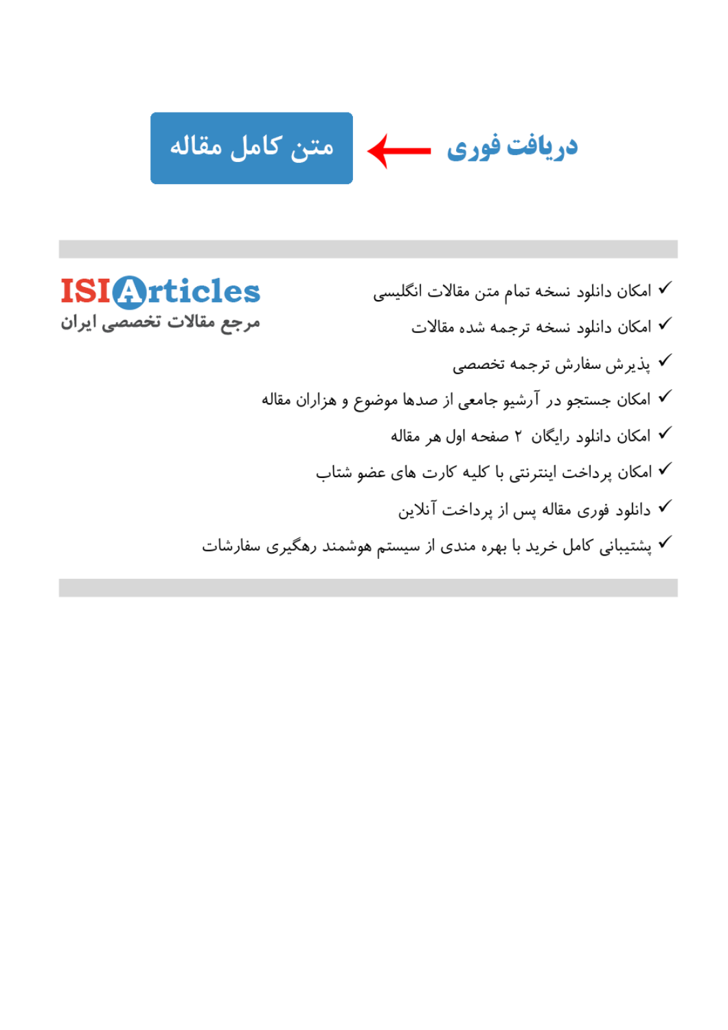دریافت فوری ← متن کامل مقاله

**ISIArticles**
مرجع مقالات تخصصی ایران

- ✓ امکان دانلود نسخه تمام متن مقالات انگلیسی
- ✓ امکان دانلود نسخه ترجمه شده مقالات
- ✓ پذیرش سفارش ترجمه تخصصی
- ✓ امکان جستجو در آرشیو جامعی از صدها موضوع و هزاران مقاله
- ✓ امکان دانلود رایگان ۲ صفحه اول هر مقاله
- ✓ امکان پرداخت اینترنتی با کلیه کارت های عضو شتاب
- ✓ دانلود فوری مقاله پس از پرداخت آنلاین
- ✓ پشتیبانی کامل خرید با بهره مندی از سیستم هوشمند رهگیری سفارشات